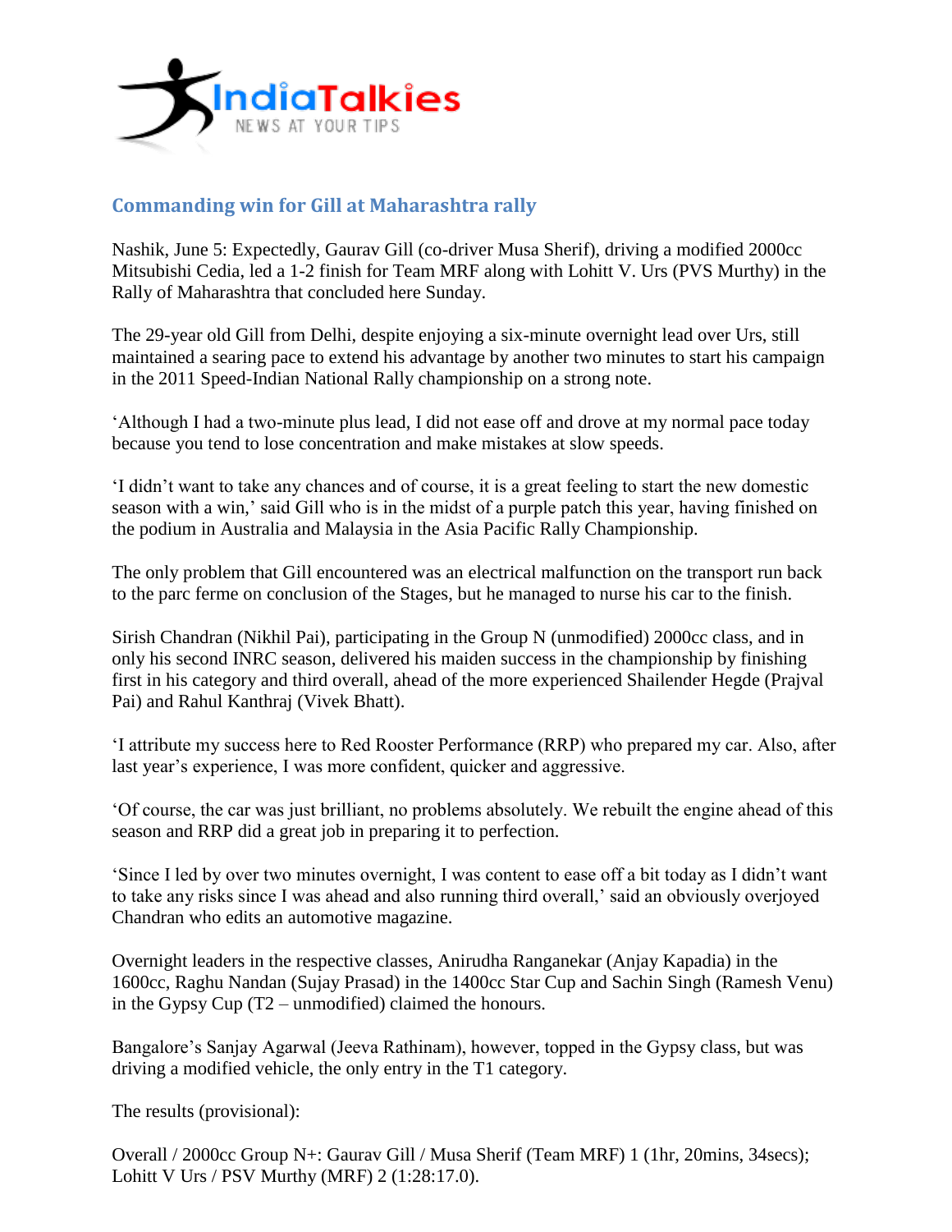IndiaTalkies
NEWS AT YOUR TIPS

## Commanding win for Gill at Maharashtra rally

Nashik, June 5: Expectedly, Gaurav Gill (co-driver Musa Sherif), driving a modified 2000cc Mitsubishi Cedia, led a 1-2 finish for Team MRF along with Lohitt V. Urs (PVS Murthy) in the Rally of Maharashtra that concluded here Sunday.

The 29-year old Gill from Delhi, despite enjoying a six-minute overnight lead over Urs, still maintained a searing pace to extend his advantage by another two minutes to start his campaign in the 2011 Speed-Indian National Rally championship on a strong note.

'Although I had a two-minute plus lead, I did not ease off and drove at my normal pace today because you tend to lose concentration and make mistakes at slow speeds.

'I didn't want to take any chances and of course, it is a great feeling to start the new domestic season with a win,' said Gill who is in the midst of a purple patch this year, having finished on the podium in Australia and Malaysia in the Asia Pacific Rally Championship.

The only problem that Gill encountered was an electrical malfunction on the transport run back to the parc ferme on conclusion of the Stages, but he managed to nurse his car to the finish.

Sirish Chandran (Nikhil Pai), participating in the Group N (unmodified) 2000cc class, and in only his second INRC season, delivered his maiden success in the championship by finishing first in his category and third overall, ahead of the more experienced Shailender Hegde (Prajval Pai) and Rahul Kanthraj (Vivek Bhatt).

'I attribute my success here to Red Rooster Performance (RRP) who prepared my car. Also, after last year's experience, I was more confident, quicker and aggressive.

'Of course, the car was just brilliant, no problems absolutely. We rebuilt the engine ahead of this season and RRP did a great job in preparing it to perfection.

'Since I led by over two minutes overnight, I was content to ease off a bit today as I didn't want to take any risks since I was ahead and also running third overall,' said an obviously overjoyed Chandran who edits an automotive magazine.

Overnight leaders in the respective classes, Anirudha Ranganekar (Anjay Kapadia) in the 1600cc, Raghu Nandan (Sujay Prasad) in the 1400cc Star Cup and Sachin Singh (Ramesh Venu) in the Gypsy Cup (T2 – unmodified) claimed the honours.

Bangalore's Sanjay Agarwal (Jeeva Rathinam), however, topped in the Gypsy class, but was driving a modified vehicle, the only entry in the T1 category.

The results (provisional):

Overall / 2000cc Group N+: Gaurav Gill / Musa Sherif (Team MRF) 1 (1hr, 20mins, 34secs); Lohitt V Urs / PSV Murthy (MRF) 2 (1:28:17.0).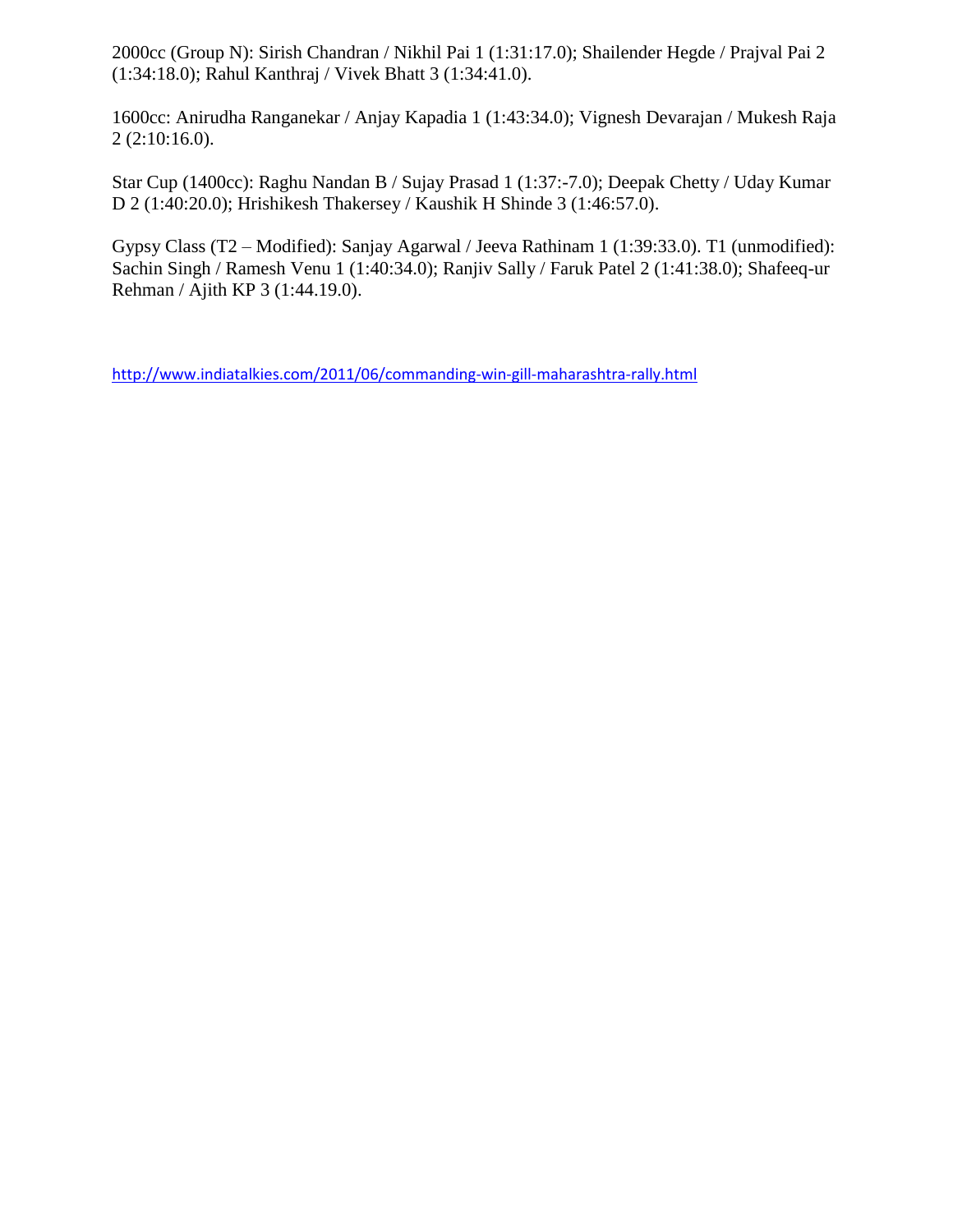2000cc (Group N): Sirish Chandran / Nikhil Pai 1 (1:31:17.0); Shailender Hegde / Prajval Pai 2 (1:34:18.0); Rahul Kanthraj / Vivek Bhatt 3 (1:34:41.0).

1600cc: Anirudha Ranganekar / Anjay Kapadia 1 (1:43:34.0); Vignesh Devarajan / Mukesh Raja 2 (2:10:16.0).

Star Cup (1400cc): Raghu Nandan B / Sujay Prasad 1 (1:37:-7.0); Deepak Chetty / Uday Kumar D 2 (1:40:20.0); Hrishikesh Thakersey / Kaushik H Shinde 3 (1:46:57.0).

Gypsy Class (T2 – Modified): Sanjay Agarwal / Jeeva Rathinam 1 (1:39:33.0). T1 (unmodified): Sachin Singh / Ramesh Venu 1 (1:40:34.0); Ranjiv Sally / Faruk Patel 2 (1:41:38.0); Shafeeq-ur Rehman / Ajith KP 3 (1:44.19.0).

http://www.indiatalkies.com/2011/06/commanding-win-gill-maharashtra-rally.html